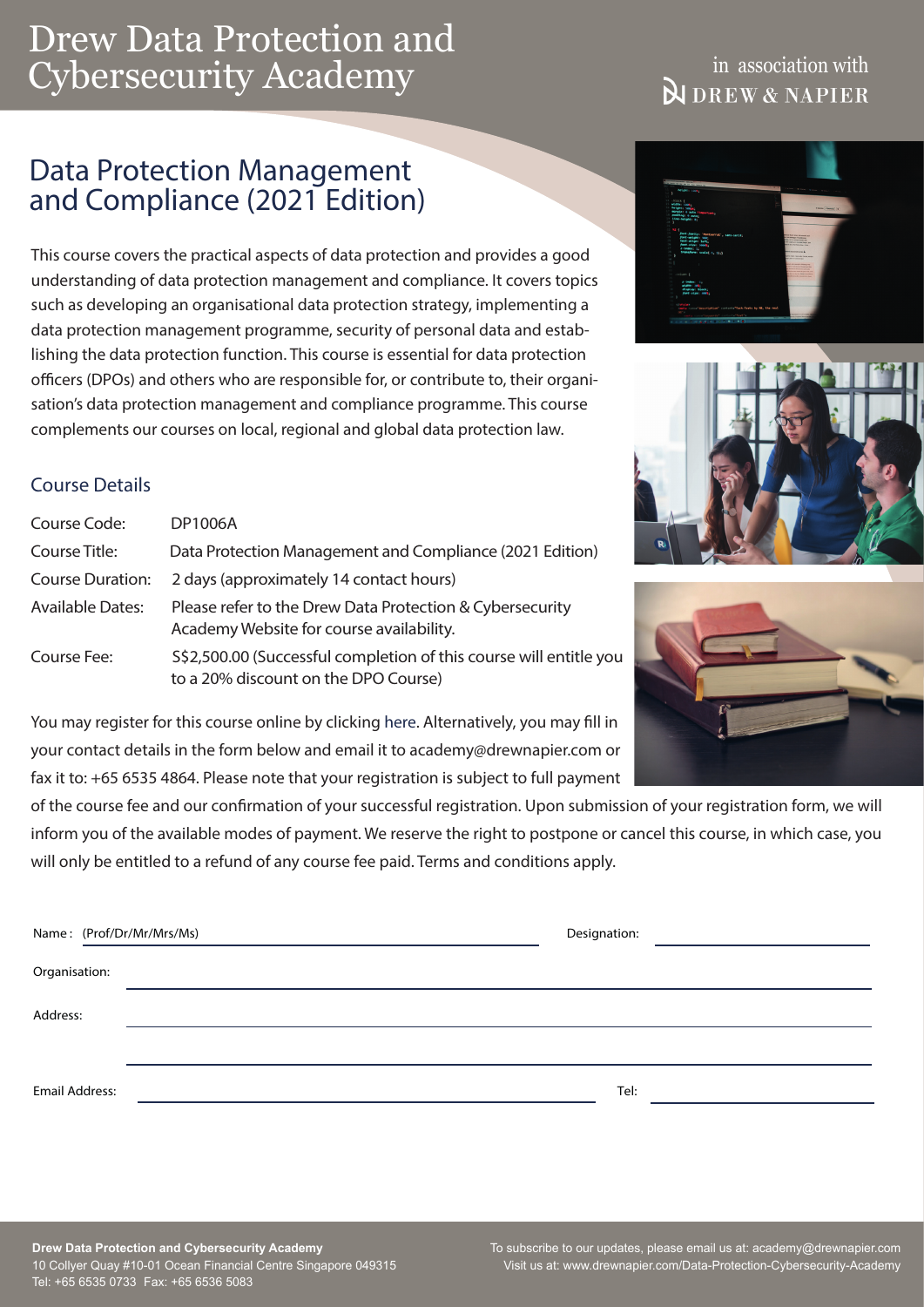# Drew Data Protection and Cybersecurity Academy

in association with DREW & NAPIER

## Data Protection Management and Compliance (2021 Edition)

This course covers the practical aspects of data protection and provides a good understanding of data protection management and compliance. It covers topics such as developing an organisational data protection strategy, implementing a data protection management programme, security of personal data and establishing the data protection function. This course is essential for data protection officers (DPOs) and others who are responsible for, or contribute to, their organisation's data protection management and compliance programme. This course complements our courses on local, regional and global data protection law.

### Course Details

| | |
|---|---|
| Course Code: | DP1006A |
| Course Title: | Data Protection Management and Compliance (2021 Edition) |
| Course Duration: | 2 days (approximately 14 contact hours) |
| Available Dates: | Please refer to the Drew Data Protection & Cybersecurity Academy Website for course availability. |
| Course Fee: | S$2,500.00 (Successful completion of this course will entitle you to a 20% discount on the DPO Course) |

You may register for this course online by clicking here. Alternatively, you may fill in your contact details in the form below and email it to academy@drewnapier.com or fax it to: +65 6535 4864. Please note that your registration is subject to full payment of the course fee and our confirmation of your successful registration. Upon submission of your registration form, we will inform you of the available modes of payment. We reserve the right to postpone or cancel this course, in which case, you will only be entitled to a refund of any course fee paid. Terms and conditions apply.

Name : (Prof/Dr/Mr/Mrs/Ms) ______________________ Designation: ______________________

Organisation: ______________________

Address: ______________________

______________________

Email Address: ______________________ Tel: ______________________

**Drew Data Protection and Cybersecurity Academy**
10 Collyer Quay #10-01 Ocean Financial Centre Singapore 049315
Tel: +65 6535 0733 Fax: +65 6536 5083

To subscribe to our updates, please email us at: academy@drewnapier.com
Visit us at: www.drewnapier.com/Data-Protection-Cybersecurity-Academy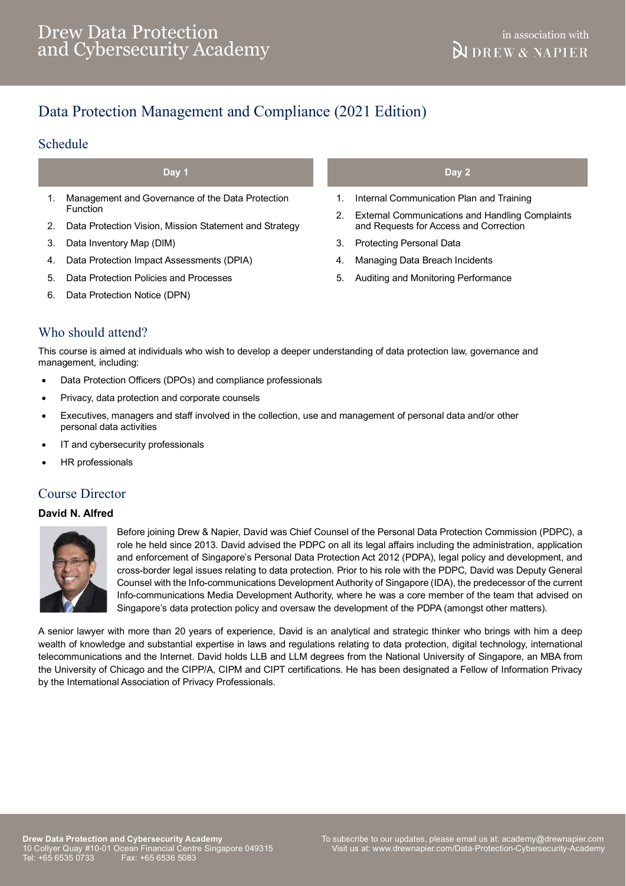Drew Data Protection and Cybersecurity Academy

in association with DREW & NAPIER

# Data Protection Management and Compliance (2021 Edition)

## Schedule

### Day 1

1. Management and Governance of the Data Protection Function
2. Data Protection Vision, Mission Statement and Strategy
3. Data Inventory Map (DIM)
4. Data Protection Impact Assessments (DPIA)
5. Data Protection Policies and Processes
6. Data Protection Notice (DPN)

### Day 2

1. Internal Communication Plan and Training
2. External Communications and Handling Complaints and Requests for Access and Correction
3. Protecting Personal Data
4. Managing Data Breach Incidents
5. Auditing and Monitoring Performance

## Who should attend?

This course is aimed at individuals who wish to develop a deeper understanding of data protection law, governance and management, including:

- Data Protection Officers (DPOs) and compliance professionals
- Privacy, data protection and corporate counsels
- Executives, managers and staff involved in the collection, use and management of personal data and/or other personal data activities
- IT and cybersecurity professionals
- HR professionals

## Course Director

**David N. Alfred**

Before joining Drew & Napier, David was Chief Counsel of the Personal Data Protection Commission (PDPC), a role he held since 2013. David advised the PDPC on all its legal affairs including the administration, application and enforcement of Singapore's Personal Data Protection Act 2012 (PDPA), legal policy and development, and cross-border legal issues relating to data protection. Prior to his role with the PDPC, David was Deputy General Counsel with the Info-communications Development Authority of Singapore (IDA), the predecessor of the current Info-communications Media Development Authority, where he was a core member of the team that advised on Singapore's data protection policy and oversaw the development of the PDPA (amongst other matters).

A senior lawyer with more than 20 years of experience, David is an analytical and strategic thinker who brings with him a deep wealth of knowledge and substantial expertise in laws and regulations relating to data protection, digital technology, international telecommunications and the Internet. David holds LLB and LLM degrees from the National University of Singapore, an MBA from the University of Chicago and the CIPP/A, CIPM and CIPT certifications. He has been designated a Fellow of Information Privacy by the International Association of Privacy Professionals.

**Drew Data Protection and Cybersecurity Academy**
10 Collyer Quay #10-01 Ocean Financial Centre Singapore 049315
Tel: +65 6535 0733 Fax: +65 6536 5083

To subscribe to our updates, please email us at: academy@drewnapier.com
Visit us at: www.drewnapier.com/Data-Protection-Cybersecurity-Academy